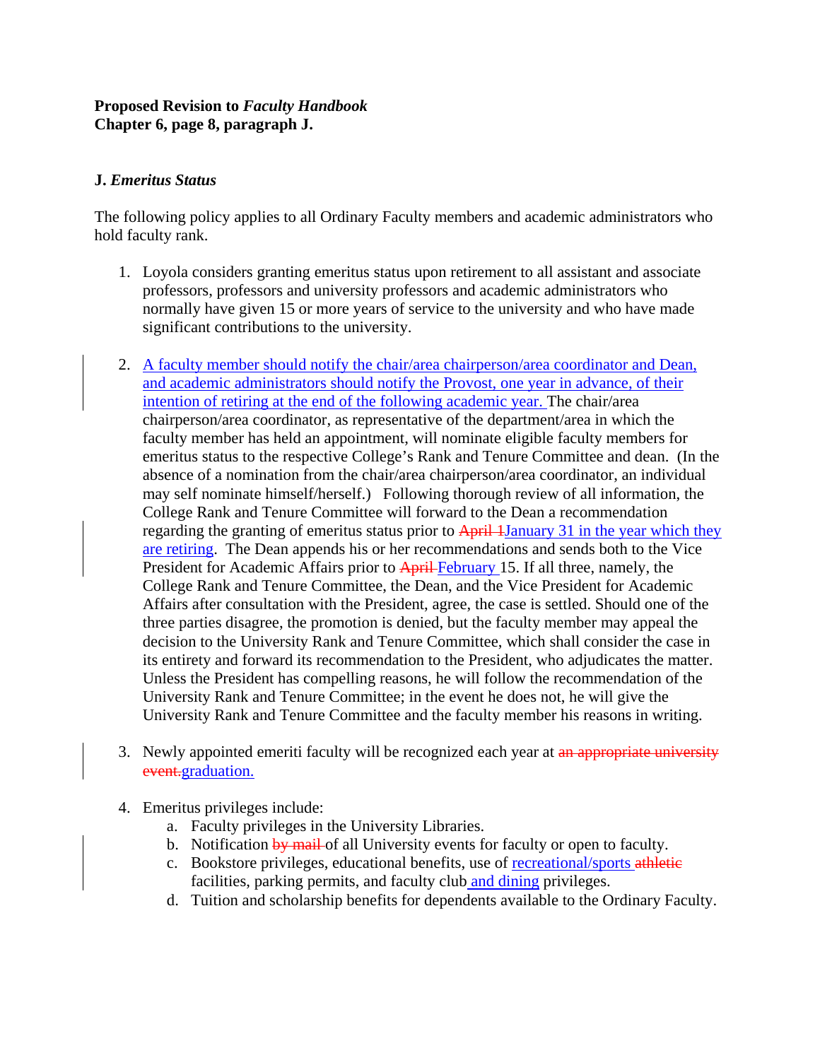**Proposed Revision to *Faculty Handbook***
**Chapter 6, page 8, paragraph J.**

## J. *Emeritus Status*

The following policy applies to all Ordinary Faculty members and academic administrators who hold faculty rank.

1. Loyola considers granting emeritus status upon retirement to all assistant and associate professors, professors and university professors and academic administrators who normally have given 15 or more years of service to the university and who have made significant contributions to the university.

2. <u>A faculty member should notify the chair/area chairperson/area coordinator and Dean, and academic administrators should notify the Provost, one year in advance, of their intention of retiring at the end of the following academic year.</u> The chair/area chairperson/area coordinator, as representative of the department/area in which the faculty member has held an appointment, will nominate eligible faculty members for emeritus status to the respective College's Rank and Tenure Committee and dean. (In the absence of a nomination from the chair/area chairperson/area coordinator, an individual may self nominate himself/herself.) Following thorough review of all information, the College Rank and Tenure Committee will forward to the Dean a recommendation regarding the granting of emeritus status prior to ~~April 1~~<u>January 31 in the year which they are retiring</u>. The Dean appends his or her recommendations and sends both to the Vice President for Academic Affairs prior to ~~April~~ <u>February</u> 15. If all three, namely, the College Rank and Tenure Committee, the Dean, and the Vice President for Academic Affairs after consultation with the President, agree, the case is settled. Should one of the three parties disagree, the promotion is denied, but the faculty member may appeal the decision to the University Rank and Tenure Committee, which shall consider the case in its entirety and forward its recommendation to the President, who adjudicates the matter. Unless the President has compelling reasons, he will follow the recommendation of the University Rank and Tenure Committee; in the event he does not, he will give the University Rank and Tenure Committee and the faculty member his reasons in writing.

3. Newly appointed emeriti faculty will be recognized each year at ~~an appropriate university event.~~<u>graduation.</u>

4. Emeritus privileges include:
   a. Faculty privileges in the University Libraries.
   b. Notification ~~by mail~~ of all University events for faculty or open to faculty.
   c. Bookstore privileges, educational benefits, use of <u>recreational/sports</u> ~~athletic~~ facilities, parking permits, and faculty club <u>and dining</u> privileges.
   d. Tuition and scholarship benefits for dependents available to the Ordinary Faculty.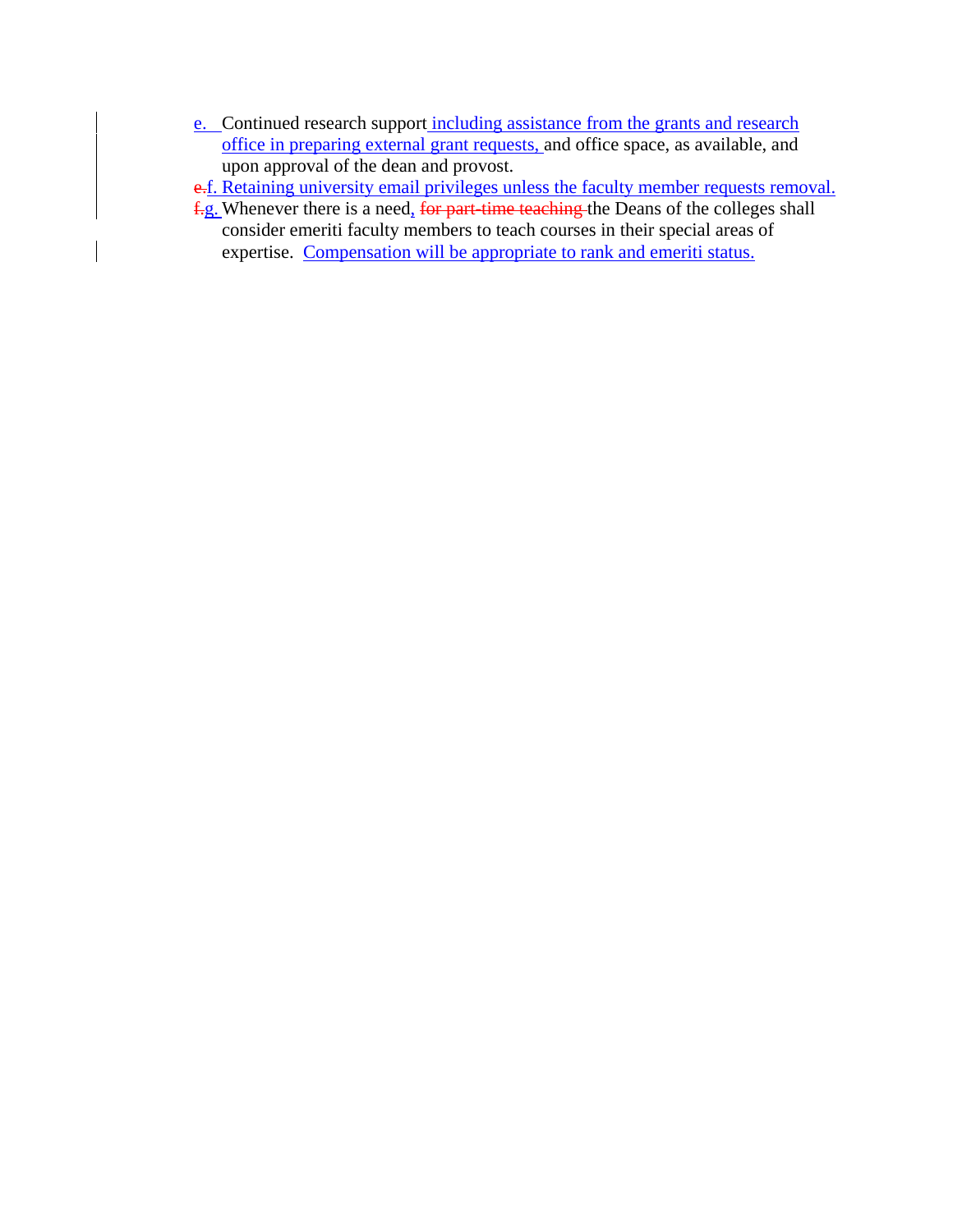e. Continued research support including assistance from the grants and research office in preparing external grant requests, and office space, as available, and upon approval of the dean and provost.

~~e.~~f. Retaining university email privileges unless the faculty member requests removal.

~~f.~~g. Whenever there is a need, ~~for part-time teaching~~ the Deans of the colleges shall consider emeriti faculty members to teach courses in their special areas of expertise. Compensation will be appropriate to rank and emeriti status.